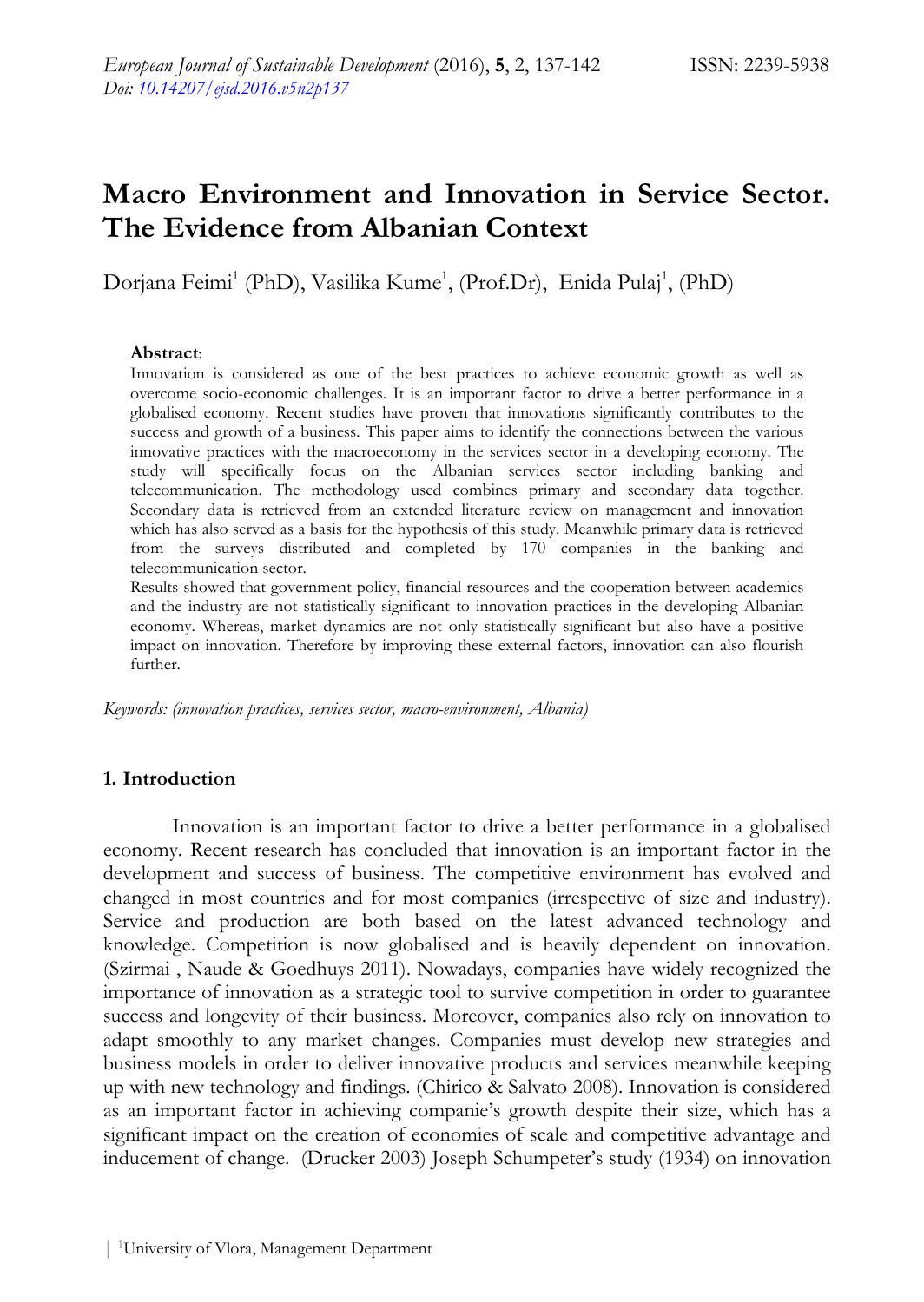# Macro Environment and Innovation in Service Sector. The Evidence from Albanian Context

Dorjana Feimi[1] (PhD), Vasilika Kume[1], (Prof.Dr), Enida Pulaj[1], (PhD)

**Abstract**:

Innovation is considered as one of the best practices to achieve economic growth as well as overcome socio-economic challenges. It is an important factor to drive a better performance in a globalised economy. Recent studies have proven that innovations significantly contributes to the success and growth of a business. This paper aims to identify the connections between the various innovative practices with the macroeconomy in the services sector in a developing economy. The study will specifically focus on the Albanian services sector including banking and telecommunication. The methodology used combines primary and secondary data together. Secondary data is retrieved from an extended literature review on management and innovation which has also served as a basis for the hypothesis of this study. Meanwhile primary data is retrieved from the surveys distributed and completed by 170 companies in the banking and telecommunication sector.

Results showed that government policy, financial resources and the cooperation between academics and the industry are not statistically significant to innovation practices in the developing Albanian economy. Whereas, market dynamics are not only statistically significant but also have a positive impact on innovation. Therefore by improving these external factors, innovation can also flourish further.

*Keywords: (innovation practices, services sector, macro-environment, Albania)*

## 1. Introduction

Innovation is an important factor to drive a better performance in a globalised economy. Recent research has concluded that innovation is an important factor in the development and success of business. The competitive environment has evolved and changed in most countries and for most companies (irrespective of size and industry). Service and production are both based on the latest advanced technology and knowledge. Competition is now globalised and is heavily dependent on innovation. (Szirmai , Naude & Goedhuys 2011). Nowadays, companies have widely recognized the importance of innovation as a strategic tool to survive competition in order to guarantee success and longevity of their business. Moreover, companies also rely on innovation to adapt smoothly to any market changes. Companies must develop new strategies and business models in order to deliver innovative products and services meanwhile keeping up with new technology and findings. (Chirico & Salvato 2008). Innovation is considered as an important factor in achieving companie's growth despite their size, which has a significant impact on the creation of economies of scale and competitive advantage and inducement of change. (Drucker 2003) Joseph Schumpeter's study (1934) on innovation

[1]University of Vlora, Management Department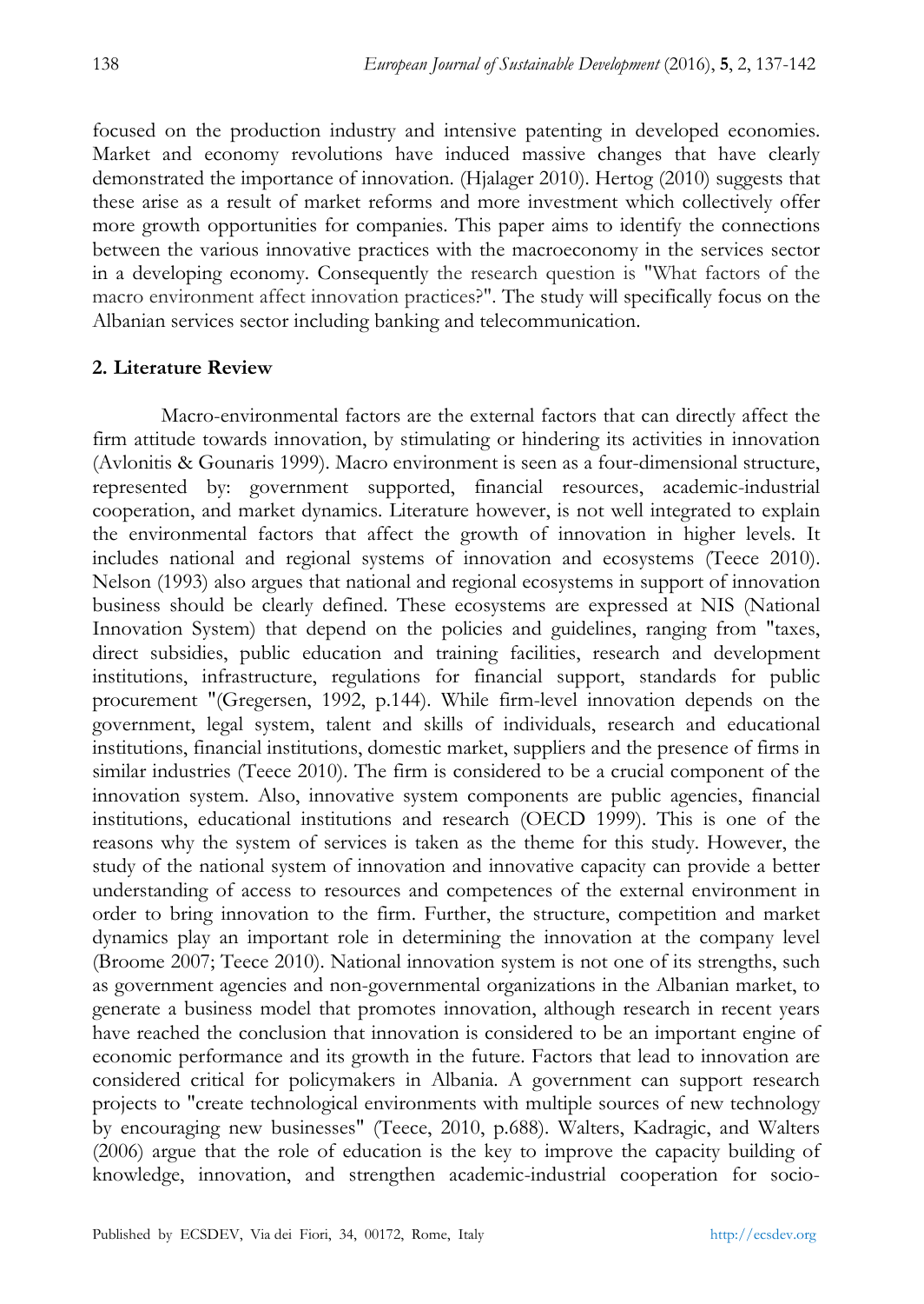focused on the production industry and intensive patenting in developed economies. Market and economy revolutions have induced massive changes that have clearly demonstrated the importance of innovation. (Hjalager 2010). Hertog (2010) suggests that these arise as a result of market reforms and more investment which collectively offer more growth opportunities for companies. This paper aims to identify the connections between the various innovative practices with the macroeconomy in the services sector in a developing economy. Consequently the research question is "What factors of the macro environment affect innovation practices?". The study will specifically focus on the Albanian services sector including banking and telecommunication.

## 2. Literature Review

Macro-environmental factors are the external factors that can directly affect the firm attitude towards innovation, by stimulating or hindering its activities in innovation (Avlonitis & Gounaris 1999). Macro environment is seen as a four-dimensional structure, represented by: government supported, financial resources, academic-industrial cooperation, and market dynamics. Literature however, is not well integrated to explain the environmental factors that affect the growth of innovation in higher levels. It includes national and regional systems of innovation and ecosystems (Teece 2010). Nelson (1993) also argues that national and regional ecosystems in support of innovation business should be clearly defined. These ecosystems are expressed at NIS (National Innovation System) that depend on the policies and guidelines, ranging from "taxes, direct subsidies, public education and training facilities, research and development institutions, infrastructure, regulations for financial support, standards for public procurement "(Gregersen, 1992, p.144). While firm-level innovation depends on the government, legal system, talent and skills of individuals, research and educational institutions, financial institutions, domestic market, suppliers and the presence of firms in similar industries (Teece 2010). The firm is considered to be a crucial component of the innovation system. Also, innovative system components are public agencies, financial institutions, educational institutions and research (OECD 1999). This is one of the reasons why the system of services is taken as the theme for this study. However, the study of the national system of innovation and innovative capacity can provide a better understanding of access to resources and competences of the external environment in order to bring innovation to the firm. Further, the structure, competition and market dynamics play an important role in determining the innovation at the company level (Broome 2007; Teece 2010). National innovation system is not one of its strengths, such as government agencies and non-governmental organizations in the Albanian market, to generate a business model that promotes innovation, although research in recent years have reached the conclusion that innovation is considered to be an important engine of economic performance and its growth in the future. Factors that lead to innovation are considered critical for policymakers in Albania. A government can support research projects to "create technological environments with multiple sources of new technology by encouraging new businesses" (Teece, 2010, p.688). Walters, Kadragic, and Walters (2006) argue that the role of education is the key to improve the capacity building of knowledge, innovation, and strengthen academic-industrial cooperation for socio-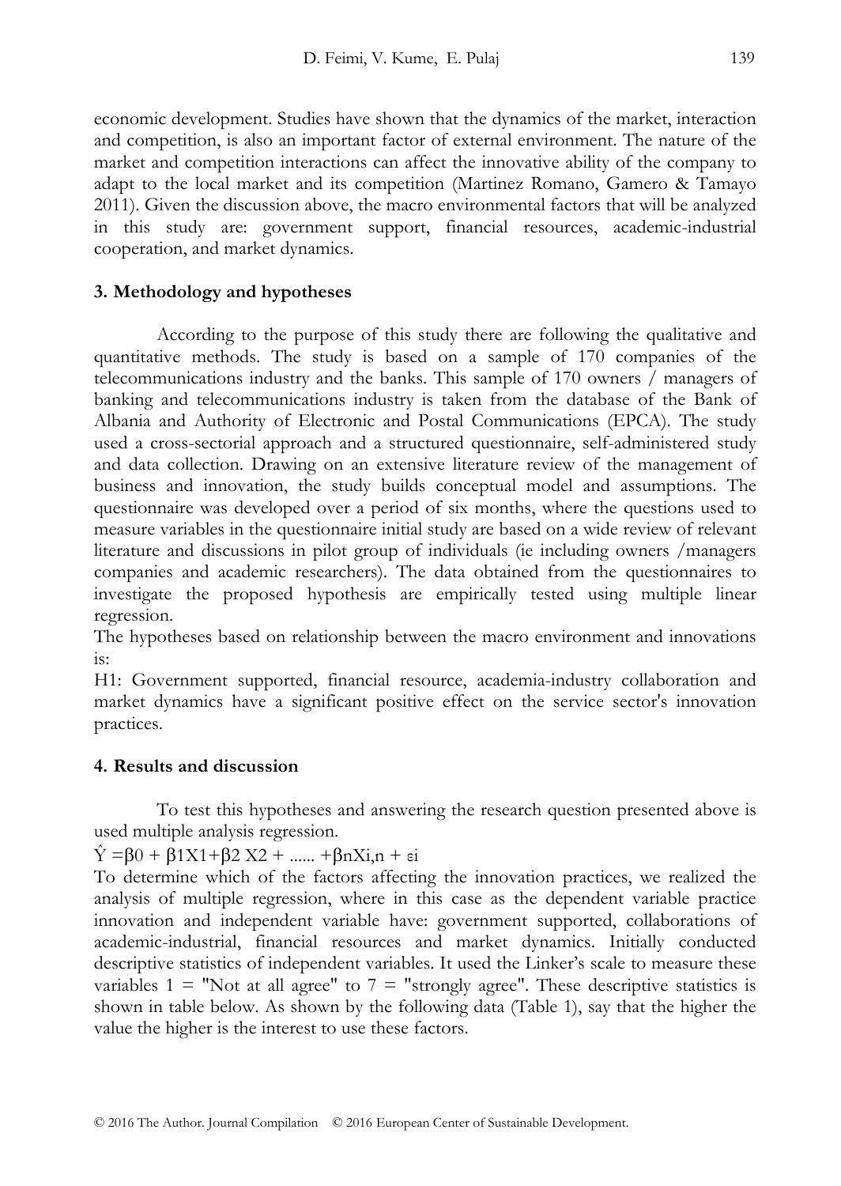economic development. Studies have shown that the dynamics of the market, interaction and competition, is also an important factor of external environment. The nature of the market and competition interactions can affect the innovative ability of the company to adapt to the local market and its competition (Martinez Romano, Gamero & Tamayo 2011). Given the discussion above, the macro environmental factors that will be analyzed in this study are: government support, financial resources, academic-industrial cooperation, and market dynamics.

## 3. Methodology and hypotheses

According to the purpose of this study there are following the qualitative and quantitative methods. The study is based on a sample of 170 companies of the telecommunications industry and the banks. This sample of 170 owners / managers of banking and telecommunications industry is taken from the database of the Bank of Albania and Authority of Electronic and Postal Communications (EPCA). The study used a cross-sectorial approach and a structured questionnaire, self-administered study and data collection. Drawing on an extensive literature review of the management of business and innovation, the study builds conceptual model and assumptions. The questionnaire was developed over a period of six months, where the questions used to measure variables in the questionnaire initial study are based on a wide review of relevant literature and discussions in pilot group of individuals (ie including owners /managers companies and academic researchers). The data obtained from the questionnaires to investigate the proposed hypothesis are empirically tested using multiple linear regression.

The hypotheses based on relationship between the macro environment and innovations is:

H1: Government supported, financial resource, academia-industry collaboration and market dynamics have a significant positive effect on the service sector's innovation practices.

## 4. Results and discussion

To test this hypotheses and answering the research question presented above is used multiple analysis regression.

$\hat{Y} = \beta_0 + \beta_1 X_1 + \beta_2 X_2 + \ldots\ldots + \beta_n X_{i,n} + \varepsilon_i$

To determine which of the factors affecting the innovation practices, we realized the analysis of multiple regression, where in this case as the dependent variable practice innovation and independent variable have: government supported, collaborations of academic-industrial, financial resources and market dynamics. Initially conducted descriptive statistics of independent variables. It used the Linker's scale to measure these variables 1 = "Not at all agree" to 7 = "strongly agree". These descriptive statistics is shown in table below. As shown by the following data (Table 1), say that the higher the value the higher is the interest to use these factors.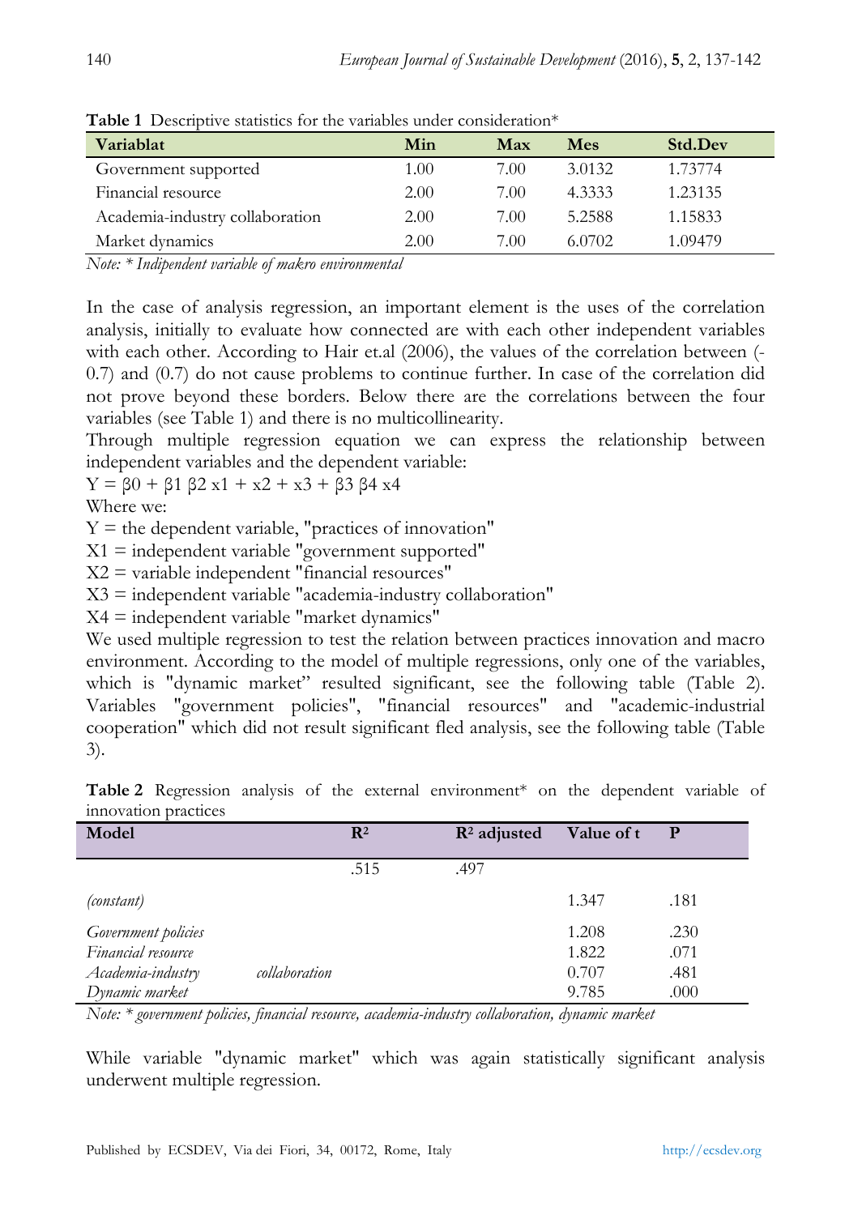**Table 1** Descriptive statistics for the variables under consideration*

| Variablat | Min | Max | Mes | Std.Dev |
|---|---|---|---|---|
| Government supported | 1.00 | 7.00 | 3.0132 | 1.73774 |
| Financial resource | 2.00 | 7.00 | 4.3333 | 1.23135 |
| Academia-industry collaboration | 2.00 | 7.00 | 5.2588 | 1.15833 |
| Market dynamics | 2.00 | 7.00 | 6.0702 | 1.09479 |

*Note: * Indipendent variable of makro environmental*

In the case of analysis regression, an important element is the uses of the correlation analysis, initially to evaluate how connected are with each other independent variables with each other. According to Hair et.al (2006), the values of the correlation between (-0.7) and (0.7) do not cause problems to continue further. In case of the correlation did not prove beyond these borders. Below there are the correlations between the four variables (see Table 1) and there is no multicollinearity.

Through multiple regression equation we can express the relationship between independent variables and the dependent variable:

$Y = \beta 0 + \beta 1\ \beta 2\ x1 + x2 + x3 + \beta 3\ \beta 4\ x4$

Where we:

Y = the dependent variable, "practices of innovation"

X1 = independent variable "government supported"

X2 = variable independent "financial resources"

X3 = independent variable "academia-industry collaboration"

X4 = independent variable "market dynamics"

We used multiple regression to test the relation between practices innovation and macro environment. According to the model of multiple regressions, only one of the variables, which is "dynamic market" resulted significant, see the following table (Table 2). Variables "government policies", "financial resources" and "academic-industrial cooperation" which did not result significant fled analysis, see the following table (Table 3).

**Table 2** Regression analysis of the external environment* on the dependent variable of innovation practices

| Model | $R^2$ | $R^2$ adjusted | Value of t | P |
|---|---|---|---|---|
| | .515 | .497 | | |
| *(constant)* | | | 1.347 | .181 |
| *Government policies* | | | 1.208 | .230 |
| *Financial resource* | | | 1.822 | .071 |
| *Academia-industry collaboration* | | | 0.707 | .481 |
| *Dynamic market* | | | 9.785 | .000 |

*Note: * government policies, financial resource, academia-industry collaboration, dynamic market*

While variable "dynamic market" which was again statistically significant analysis underwent multiple regression.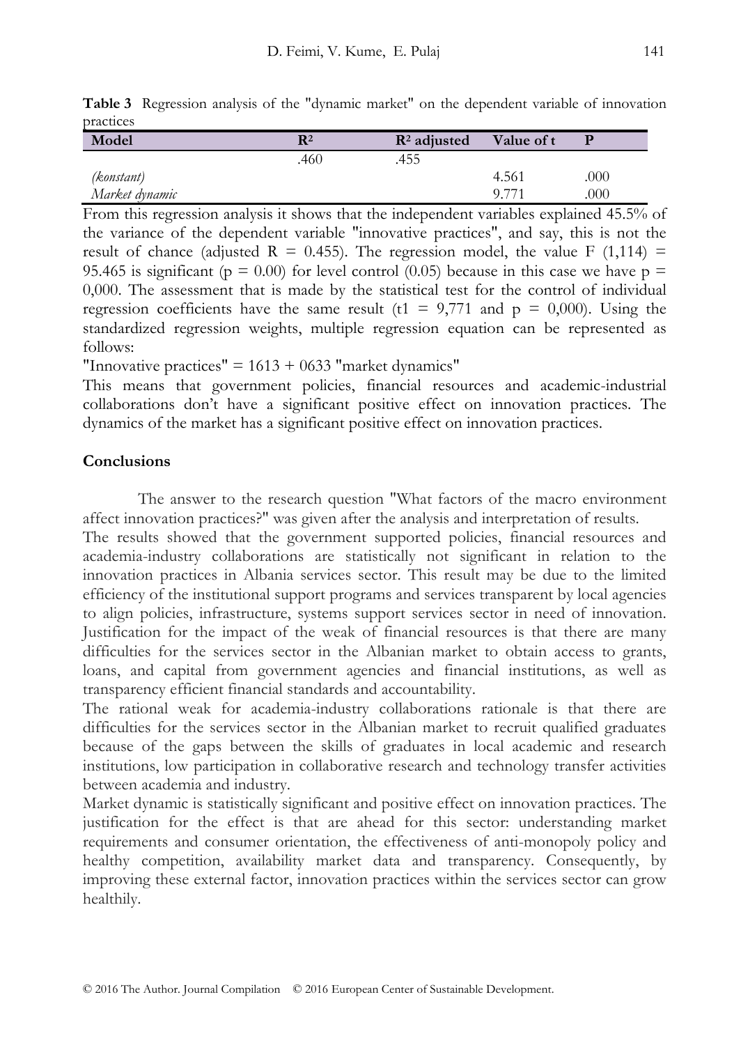**Table 3** Regression analysis of the "dynamic market" on the dependent variable of innovation practices

| Model | $R^2$ | $R^2$ adjusted | Value of t | P |
|---|---|---|---|---|
| | .460 | .455 | | |
| *(konstant)* | | | 4.561 | .000 |
| *Market dynamic* | | | 9.771 | .000 |

From this regression analysis it shows that the independent variables explained 45.5% of the variance of the dependent variable "innovative practices", and say, this is not the result of chance (adjusted R = 0.455). The regression model, the value F (1,114) = 95.465 is significant (p = 0.00) for level control (0.05) because in this case we have p = 0,000. The assessment that is made by the statistical test for the control of individual regression coefficients have the same result (t1 = 9,771 and p = 0,000). Using the standardized regression weights, multiple regression equation can be represented as follows:

"Innovative practices" = 1613 + 0633 "market dynamics"

This means that government policies, financial resources and academic-industrial collaborations don't have a significant positive effect on innovation practices. The dynamics of the market has a significant positive effect on innovation practices.

## Conclusions

The answer to the research question "What factors of the macro environment affect innovation practices?" was given after the analysis and interpretation of results.

The results showed that the government supported policies, financial resources and academia-industry collaborations are statistically not significant in relation to the innovation practices in Albania services sector. This result may be due to the limited efficiency of the institutional support programs and services transparent by local agencies to align policies, infrastructure, systems support services sector in need of innovation. Justification for the impact of the weak of financial resources is that there are many difficulties for the services sector in the Albanian market to obtain access to grants, loans, and capital from government agencies and financial institutions, as well as transparency efficient financial standards and accountability.

The rational weak for academia-industry collaborations rationale is that there are difficulties for the services sector in the Albanian market to recruit qualified graduates because of the gaps between the skills of graduates in local academic and research institutions, low participation in collaborative research and technology transfer activities between academia and industry.

Market dynamic is statistically significant and positive effect on innovation practices. The justification for the effect is that are ahead for this sector: understanding market requirements and consumer orientation, the effectiveness of anti-monopoly policy and healthy competition, availability market data and transparency. Consequently, by improving these external factor, innovation practices within the services sector can grow healthily.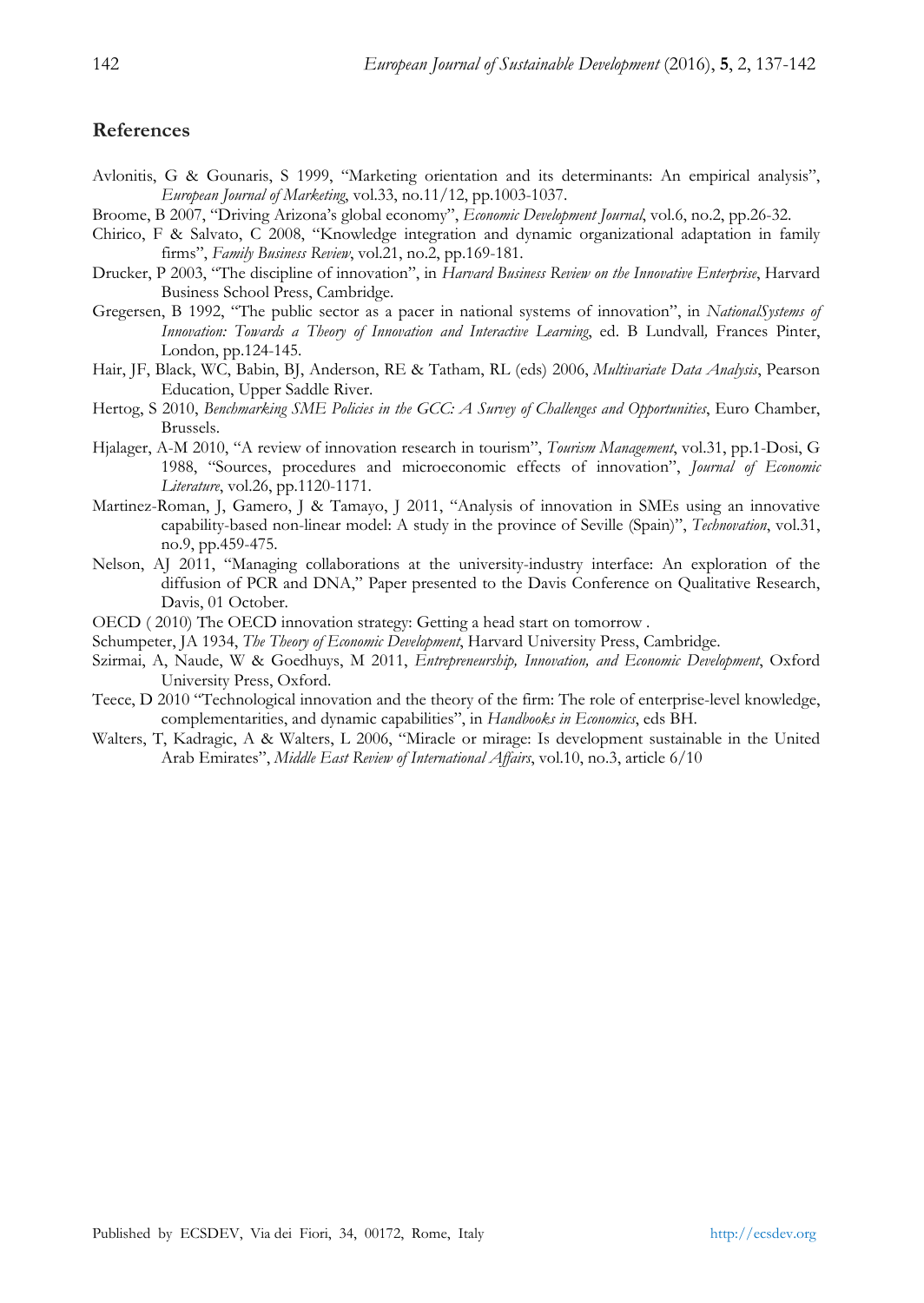## References

Avlonitis, G & Gounaris, S 1999, "Marketing orientation and its determinants: An empirical analysis", *European Journal of Marketing*, vol.33, no.11/12, pp.1003-1037.

Broome, B 2007, "Driving Arizona's global economy", *Economic Development Journal*, vol.6, no.2, pp.26-32.

Chirico, F & Salvato, C 2008, "Knowledge integration and dynamic organizational adaptation in family firms", *Family Business Review*, vol.21, no.2, pp.169-181.

Drucker, P 2003, "The discipline of innovation", in *Harvard Business Review on the Innovative Enterprise*, Harvard Business School Press, Cambridge.

Gregersen, B 1992, "The public sector as a pacer in national systems of innovation", in *NationalSystems of Innovation: Towards a Theory of Innovation and Interactive Learning*, ed. B Lundvall, Frances Pinter, London, pp.124-145.

Hair, JF, Black, WC, Babin, BJ, Anderson, RE & Tatham, RL (eds) 2006, *Multivariate Data Analysis*, Pearson Education, Upper Saddle River.

Hertog, S 2010, *Benchmarking SME Policies in the GCC: A Survey of Challenges and Opportunities*, Euro Chamber, Brussels.

Hjalager, A-M 2010, "A review of innovation research in tourism", *Tourism Management*, vol.31, pp.1-Dosi, G 1988, "Sources, procedures and microeconomic effects of innovation", *Journal of Economic Literature*, vol.26, pp.1120-1171.

Martinez-Roman, J, Gamero, J & Tamayo, J 2011, "Analysis of innovation in SMEs using an innovative capability-based non-linear model: A study in the province of Seville (Spain)", *Technovation*, vol.31, no.9, pp.459-475.

Nelson, AJ 2011, "Managing collaborations at the university-industry interface: An exploration of the diffusion of PCR and DNA," Paper presented to the Davis Conference on Qualitative Research, Davis, 01 October.

OECD ( 2010) The OECD innovation strategy: Getting a head start on tomorrow .

Schumpeter, JA 1934, *The Theory of Economic Development*, Harvard University Press, Cambridge.

Szirmai, A, Naude, W & Goedhuys, M 2011, *Entrepreneurship, Innovation, and Economic Development*, Oxford University Press, Oxford.

Teece, D 2010 "Technological innovation and the theory of the firm: The role of enterprise-level knowledge, complementarities, and dynamic capabilities", in *Handbooks in Economics*, eds BH.

Walters, T, Kadragic, A & Walters, L 2006, "Miracle or mirage: Is development sustainable in the United Arab Emirates", *Middle East Review of International Affairs*, vol.10, no.3, article 6/10